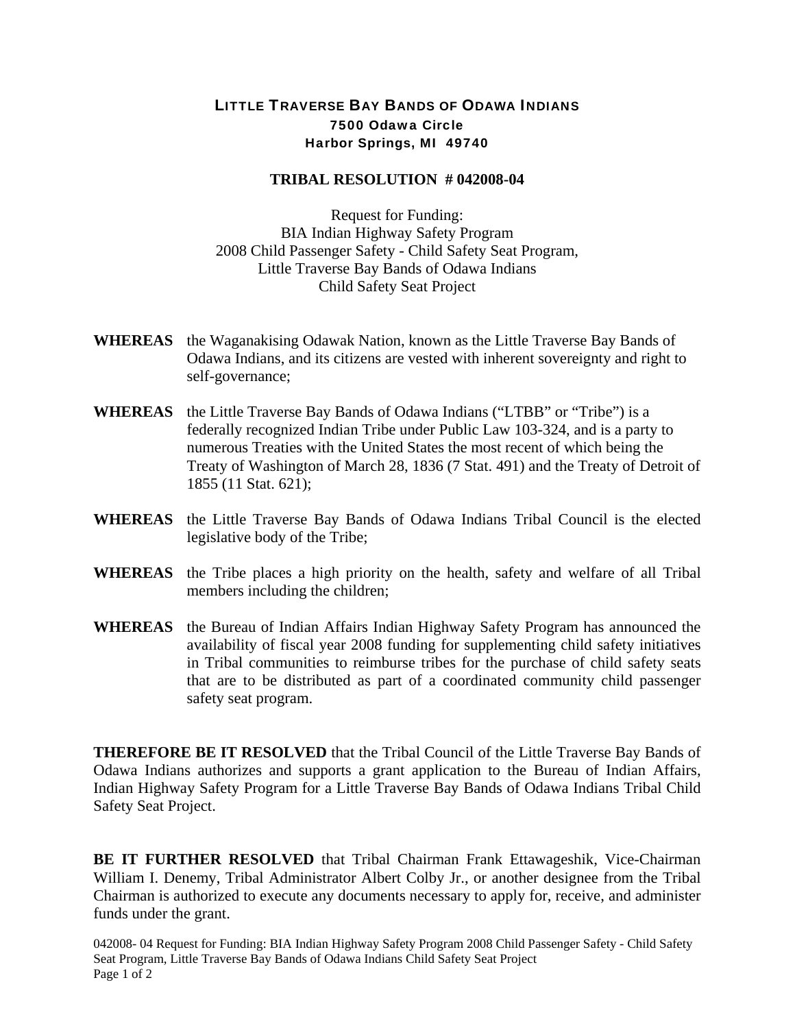# LITTLE TRAVERSE BAY BANDS OF ODAWA INDIANS

**7500 Odawa Circle**
**Harbor Springs, MI 49740**

## TRIBAL RESOLUTION # 042008-04

Request for Funding:
BIA Indian Highway Safety Program
2008 Child Passenger Safety - Child Safety Seat Program,
Little Traverse Bay Bands of Odawa Indians
Child Safety Seat Project

**WHEREAS** the Waganakising Odawak Nation, known as the Little Traverse Bay Bands of Odawa Indians, and its citizens are vested with inherent sovereignty and right to self-governance;

**WHEREAS** the Little Traverse Bay Bands of Odawa Indians ("LTBB" or "Tribe") is a federally recognized Indian Tribe under Public Law 103-324, and is a party to numerous Treaties with the United States the most recent of which being the Treaty of Washington of March 28, 1836 (7 Stat. 491) and the Treaty of Detroit of 1855 (11 Stat. 621);

**WHEREAS** the Little Traverse Bay Bands of Odawa Indians Tribal Council is the elected legislative body of the Tribe;

**WHEREAS** the Tribe places a high priority on the health, safety and welfare of all Tribal members including the children;

**WHEREAS** the Bureau of Indian Affairs Indian Highway Safety Program has announced the availability of fiscal year 2008 funding for supplementing child safety initiatives in Tribal communities to reimburse tribes for the purchase of child safety seats that are to be distributed as part of a coordinated community child passenger safety seat program.

**THEREFORE BE IT RESOLVED** that the Tribal Council of the Little Traverse Bay Bands of Odawa Indians authorizes and supports a grant application to the Bureau of Indian Affairs, Indian Highway Safety Program for a Little Traverse Bay Bands of Odawa Indians Tribal Child Safety Seat Project.

**BE IT FURTHER RESOLVED** that Tribal Chairman Frank Ettawageshik, Vice-Chairman William I. Denemy, Tribal Administrator Albert Colby Jr., or another designee from the Tribal Chairman is authorized to execute any documents necessary to apply for, receive, and administer funds under the grant.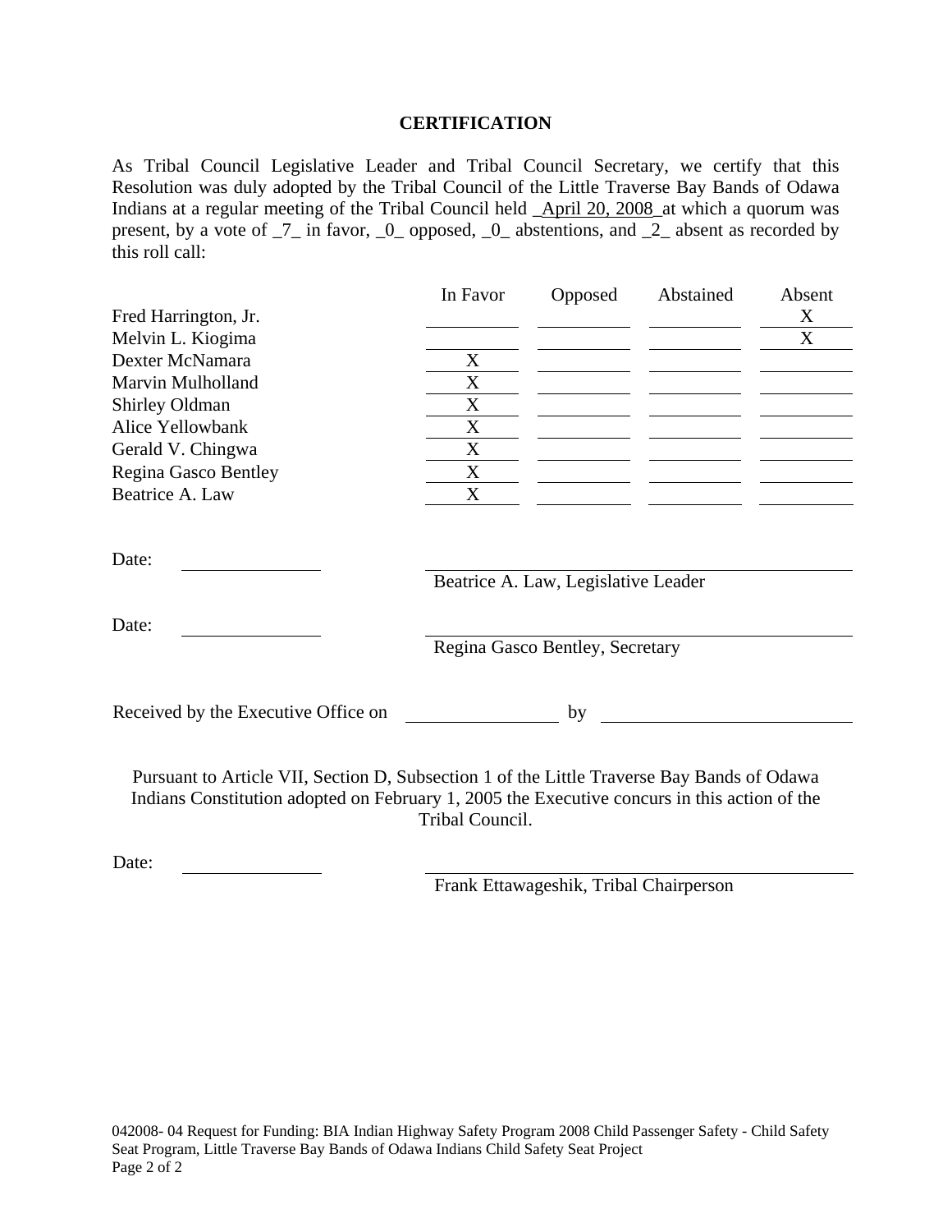**CERTIFICATION**

As Tribal Council Legislative Leader and Tribal Council Secretary, we certify that this Resolution was duly adopted by the Tribal Council of the Little Traverse Bay Bands of Odawa Indians at a regular meeting of the Tribal Council held _April 20, 2008_ at which a quorum was present, by a vote of _7_ in favor, _0_ opposed, _0_ abstentions, and _2_ absent as recorded by this roll call:

| | In Favor | Opposed | Abstained | Absent |
|---|---|---|---|---|
| Fred Harrington, Jr. | | | | X |
| Melvin L. Kiogima | | | | X |
| Dexter McNamara | X | | | |
| Marvin Mulholland | X | | | |
| Shirley Oldman | X | | | |
| Alice Yellowbank | X | | | |
| Gerald V. Chingwa | X | | | |
| Regina Gasco Bentley | X | | | |
| Beatrice A. Law | X | | | |

Date: ______________ ______________________________
Beatrice A. Law, Legislative Leader

Date: ______________ ______________________________
Regina Gasco Bentley, Secretary

Received by the Executive Office on ______________ by ______________________

Pursuant to Article VII, Section D, Subsection 1 of the Little Traverse Bay Bands of Odawa Indians Constitution adopted on February 1, 2005 the Executive concurs in this action of the Tribal Council.

Date: ______________ ______________________________
Frank Ettawageshik, Tribal Chairperson

042008- 04 Request for Funding: BIA Indian Highway Safety Program 2008 Child Passenger Safety - Child Safety Seat Program, Little Traverse Bay Bands of Odawa Indians Child Safety Seat Project